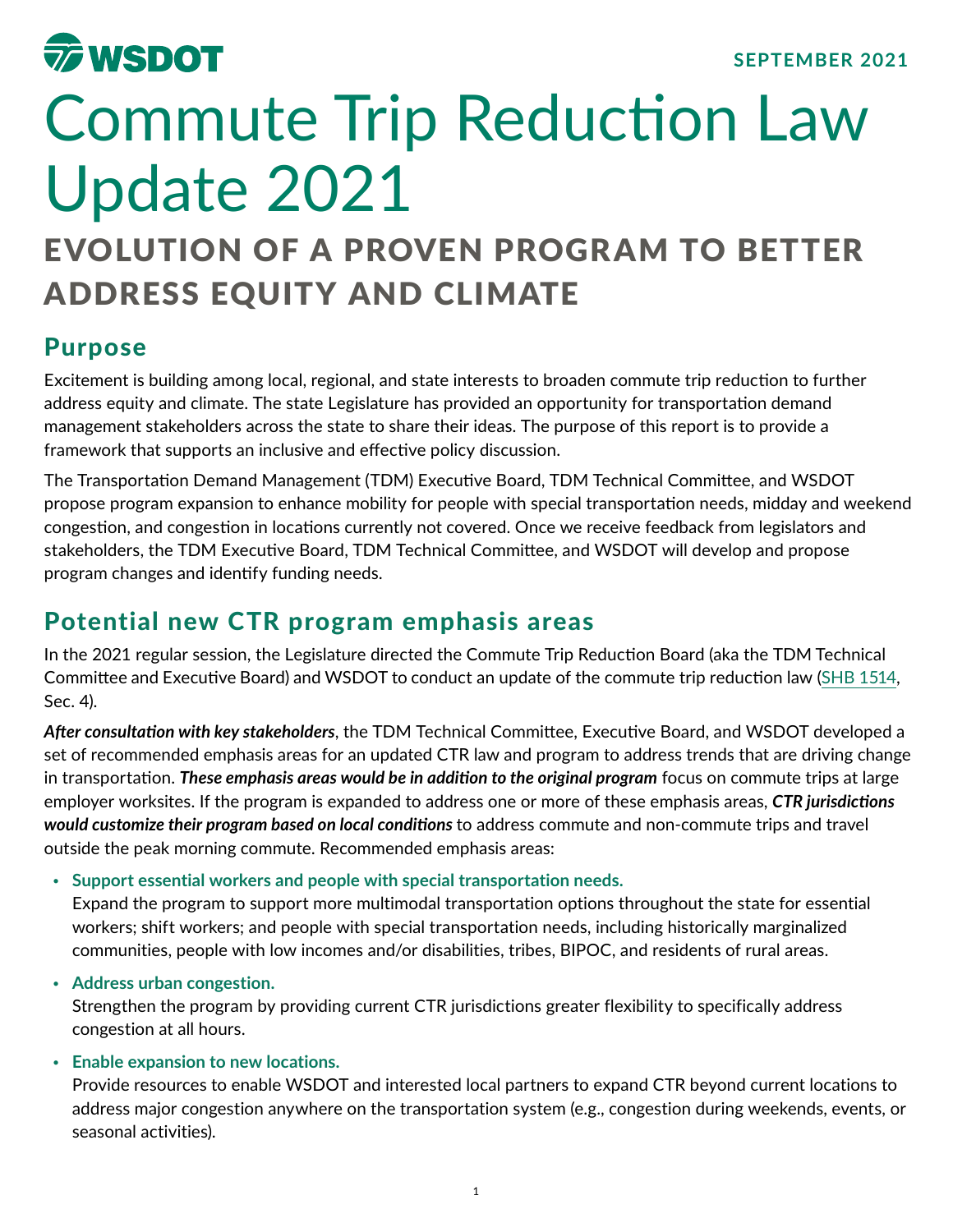WSDOT

SEPTEMBER 2021

# Commute Trip Reduction Law Update 2021

## EVOLUTION OF A PROVEN PROGRAM TO BETTER ADDRESS EQUITY AND CLIMATE

## Purpose

Excitement is building among local, regional, and state interests to broaden commute trip reduction to further address equity and climate. The state Legislature has provided an opportunity for transportation demand management stakeholders across the state to share their ideas. The purpose of this report is to provide a framework that supports an inclusive and effective policy discussion.

The Transportation Demand Management (TDM) Executive Board, TDM Technical Committee, and WSDOT propose program expansion to enhance mobility for people with special transportation needs, midday and weekend congestion, and congestion in locations currently not covered. Once we receive feedback from legislators and stakeholders, the TDM Executive Board, TDM Technical Committee, and WSDOT will develop and propose program changes and identify funding needs.

## Potential new CTR program emphasis areas

In the 2021 regular session, the Legislature directed the Commute Trip Reduction Board (aka the TDM Technical Committee and Executive Board) and WSDOT to conduct an update of the commute trip reduction law (SHB 1514, Sec. 4).

***After consultation with key stakeholders***, the TDM Technical Committee, Executive Board, and WSDOT developed a set of recommended emphasis areas for an updated CTR law and program to address trends that are driving change in transportation. ***These emphasis areas would be in addition to the original program*** focus on commute trips at large employer worksites. If the program is expanded to address one or more of these emphasis areas, ***CTR jurisdictions would customize their program based on local conditions*** to address commute and non-commute trips and travel outside the peak morning commute. Recommended emphasis areas:

- **Support essential workers and people with special transportation needs.**
  Expand the program to support more multimodal transportation options throughout the state for essential workers; shift workers; and people with special transportation needs, including historically marginalized communities, people with low incomes and/or disabilities, tribes, BIPOC, and residents of rural areas.
- **Address urban congestion.**
  Strengthen the program by providing current CTR jurisdictions greater flexibility to specifically address congestion at all hours.
- **Enable expansion to new locations.**
  Provide resources to enable WSDOT and interested local partners to expand CTR beyond current locations to address major congestion anywhere on the transportation system (e.g., congestion during weekends, events, or seasonal activities).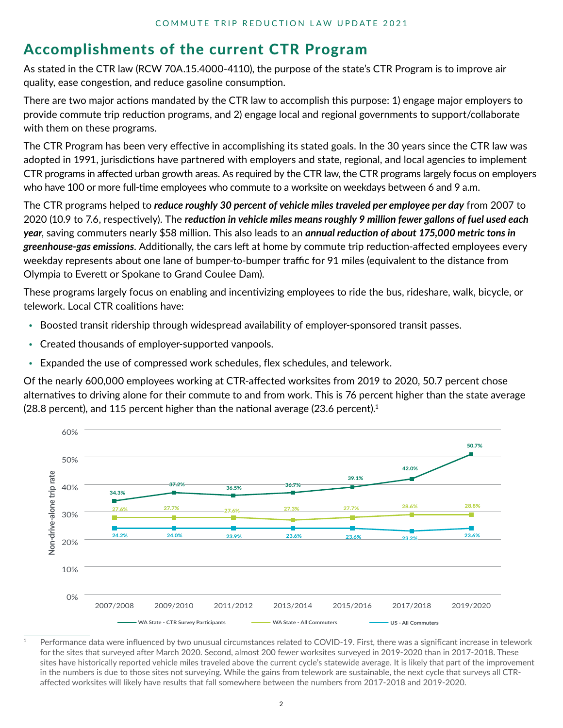## Accomplishments of the current CTR Program

As stated in the CTR law (RCW 70A.15.4000-4110), the purpose of the state's CTR Program is to improve air quality, ease congestion, and reduce gasoline consumption.

There are two major actions mandated by the CTR law to accomplish this purpose: 1) engage major employers to provide commute trip reduction programs, and 2) engage local and regional governments to support/collaborate with them on these programs.

The CTR Program has been very effective in accomplishing its stated goals. In the 30 years since the CTR law was adopted in 1991, jurisdictions have partnered with employers and state, regional, and local agencies to implement CTR programs in affected urban growth areas. As required by the CTR law, the CTR programs largely focus on employers who have 100 or more full-time employees who commute to a worksite on weekdays between 6 and 9 a.m.

The CTR programs helped to ***reduce roughly 30 percent of vehicle miles traveled per employee per day*** from 2007 to 2020 (10.9 to 7.6, respectively). The ***reduction in vehicle miles means roughly 9 million fewer gallons of fuel used each year***, saving commuters nearly $58 million. This also leads to an ***annual reduction of about 175,000 metric tons in greenhouse-gas emissions***. Additionally, the cars left at home by commute trip reduction-affected employees every weekday represents about one lane of bumper-to-bumper traffic for 91 miles (equivalent to the distance from Olympia to Everett or Spokane to Grand Coulee Dam).

These programs largely focus on enabling and incentivizing employees to ride the bus, rideshare, walk, bicycle, or telework. Local CTR coalitions have:

- Boosted transit ridership through widespread availability of employer-sponsored transit passes.
- Created thousands of employer-supported vanpools.
- Expanded the use of compressed work schedules, flex schedules, and telework.

Of the nearly 600,000 employees working at CTR-affected worksites from 2019 to 2020, 50.7 percent chose alternatives to driving alone for their commute to and from work. This is 76 percent higher than the state average (28.8 percent), and 115 percent higher than the national average (23.6 percent).[1]

Non-drive-alone trip rate

| | 2007/2008 | 2009/2010 | 2011/2012 | 2013/2014 | 2015/2016 | 2017/2018 | 2019/2020 |
|---|---|---|---|---|---|---|---|
| WA State - CTR Survey Participants | 34.3% | 37.2% | 36.5% | 36.7% | 39.1% | 42.0% | 50.7% |
| WA State - All Commuters | 27.6% | 27.7% | 27.6% | 27.3% | 27.7% | 28.6% | 28.8% |
| US - All Commuters | 24.2% | 24.0% | 23.9% | 23.6% | 23.6% | 23.2% | 23.6% |

[1] Performance data were influenced by two unusual circumstances related to COVID-19. First, there was a significant increase in telework for the sites that surveyed after March 2020. Second, almost 200 fewer worksites surveyed in 2019-2020 than in 2017-2018. These sites have historically reported vehicle miles traveled above the current cycle's statewide average. It is likely that part of the improvement in the numbers is due to those sites not surveying. While the gains from telework are sustainable, the next cycle that surveys all CTR-affected worksites will likely have results that fall somewhere between the numbers from 2017-2018 and 2019-2020.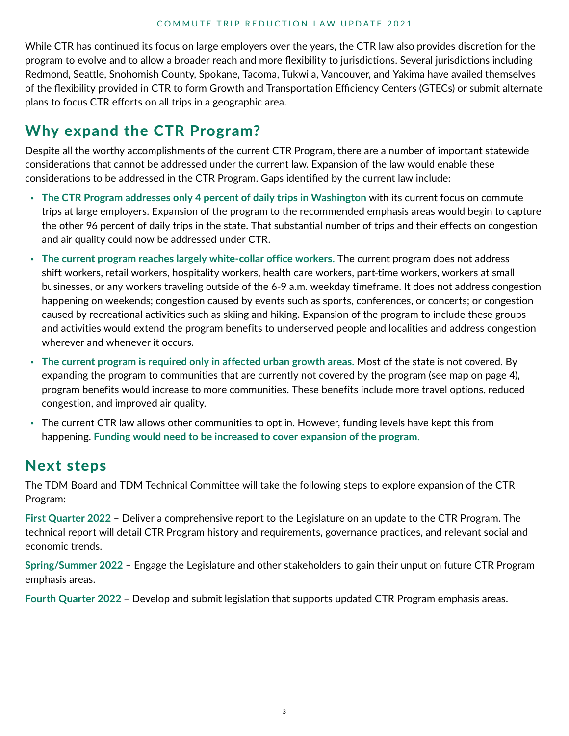While CTR has continued its focus on large employers over the years, the CTR law also provides discretion for the program to evolve and to allow a broader reach and more flexibility to jurisdictions. Several jurisdictions including Redmond, Seattle, Snohomish County, Spokane, Tacoma, Tukwila, Vancouver, and Yakima have availed themselves of the flexibility provided in CTR to form Growth and Transportation Efficiency Centers (GTECs) or submit alternate plans to focus CTR efforts on all trips in a geographic area.

## Why expand the CTR Program?

Despite all the worthy accomplishments of the current CTR Program, there are a number of important statewide considerations that cannot be addressed under the current law. Expansion of the law would enable these considerations to be addressed in the CTR Program. Gaps identified by the current law include:

- **The CTR Program addresses only 4 percent of daily trips in Washington** with its current focus on commute trips at large employers. Expansion of the program to the recommended emphasis areas would begin to capture the other 96 percent of daily trips in the state. That substantial number of trips and their effects on congestion and air quality could now be addressed under CTR.
- **The current program reaches largely white-collar office workers.** The current program does not address shift workers, retail workers, hospitality workers, health care workers, part-time workers, workers at small businesses, or any workers traveling outside of the 6-9 a.m. weekday timeframe. It does not address congestion happening on weekends; congestion caused by events such as sports, conferences, or concerts; or congestion caused by recreational activities such as skiing and hiking. Expansion of the program to include these groups and activities would extend the program benefits to underserved people and localities and address congestion wherever and whenever it occurs.
- **The current program is required only in affected urban growth areas.** Most of the state is not covered. By expanding the program to communities that are currently not covered by the program (see map on page 4), program benefits would increase to more communities. These benefits include more travel options, reduced congestion, and improved air quality.
- The current CTR law allows other communities to opt in. However, funding levels have kept this from happening. **Funding would need to be increased to cover expansion of the program.**

## Next steps

The TDM Board and TDM Technical Committee will take the following steps to explore expansion of the CTR Program:

**First Quarter 2022** – Deliver a comprehensive report to the Legislature on an update to the CTR Program. The technical report will detail CTR Program history and requirements, governance practices, and relevant social and economic trends.

**Spring/Summer 2022** – Engage the Legislature and other stakeholders to gain their unput on future CTR Program emphasis areas.

**Fourth Quarter 2022** – Develop and submit legislation that supports updated CTR Program emphasis areas.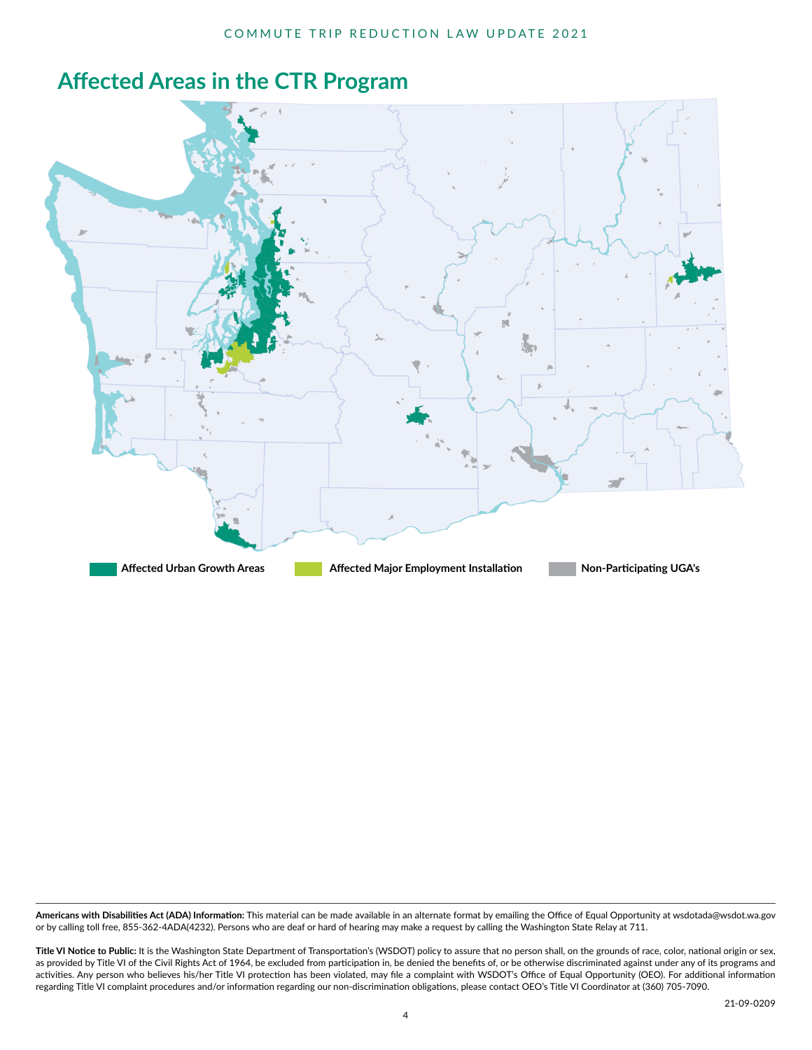# Affected Areas in the CTR Program

Affected Urban Growth Areas

Affected Major Employment Installation

Non-Participating UGA's

**Americans with Disabilities Act (ADA) Information:** This material can be made available in an alternate format by emailing the Office of Equal Opportunity at wsdotada@wsdot.wa.gov or by calling toll free, 855-362-4ADA(4232). Persons who are deaf or hard of hearing may make a request by calling the Washington State Relay at 711.

**Title VI Notice to Public:** It is the Washington State Department of Transportation's (WSDOT) policy to assure that no person shall, on the grounds of race, color, national origin or sex, as provided by Title VI of the Civil Rights Act of 1964, be excluded from participation in, be denied the benefits of, or be otherwise discriminated against under any of its programs and activities. Any person who believes his/her Title VI protection has been violated, may file a complaint with WSDOT's Office of Equal Opportunity (OEO). For additional information regarding Title VI complaint procedures and/or information regarding our non-discrimination obligations, please contact OEO's Title VI Coordinator at (360) 705-7090.

21-09-0209